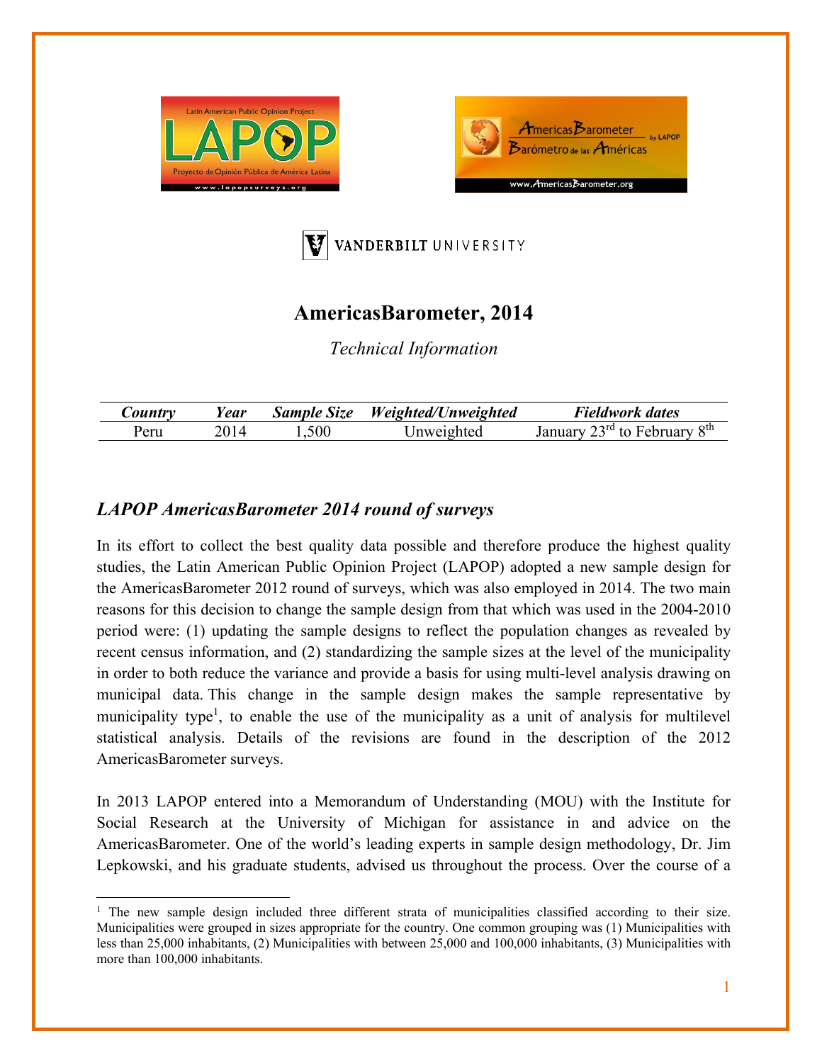# AmericasBarometer, 2014

*Technical Information*

| *Country* | *Year* | *Sample Size* | *Weighted/Unweighted* | *Fieldwork dates* |
|---|---|---|---|---|
| Peru | 2014 | 1,500 | Unweighted | January 23rd to February 8th |

## *LAPOP AmericasBarometer 2014 round of surveys*

In its effort to collect the best quality data possible and therefore produce the highest quality studies, the Latin American Public Opinion Project (LAPOP) adopted a new sample design for the AmericasBarometer 2012 round of surveys, which was also employed in 2014. The two main reasons for this decision to change the sample design from that which was used in the 2004-2010 period were: (1) updating the sample designs to reflect the population changes as revealed by recent census information, and (2) standardizing the sample sizes at the level of the municipality in order to both reduce the variance and provide a basis for using multi-level analysis drawing on municipal data. This change in the sample design makes the sample representative by municipality type[1], to enable the use of the municipality as a unit of analysis for multilevel statistical analysis. Details of the revisions are found in the description of the 2012 AmericasBarometer surveys.

In 2013 LAPOP entered into a Memorandum of Understanding (MOU) with the Institute for Social Research at the University of Michigan for assistance in and advice on the AmericasBarometer. One of the world's leading experts in sample design methodology, Dr. Jim Lepkowski, and his graduate students, advised us throughout the process. Over the course of a

[1] The new sample design included three different strata of municipalities classified according to their size. Municipalities were grouped in sizes appropriate for the country. One common grouping was (1) Municipalities with less than 25,000 inhabitants, (2) Municipalities with between 25,000 and 100,000 inhabitants, (3) Municipalities with more than 100,000 inhabitants.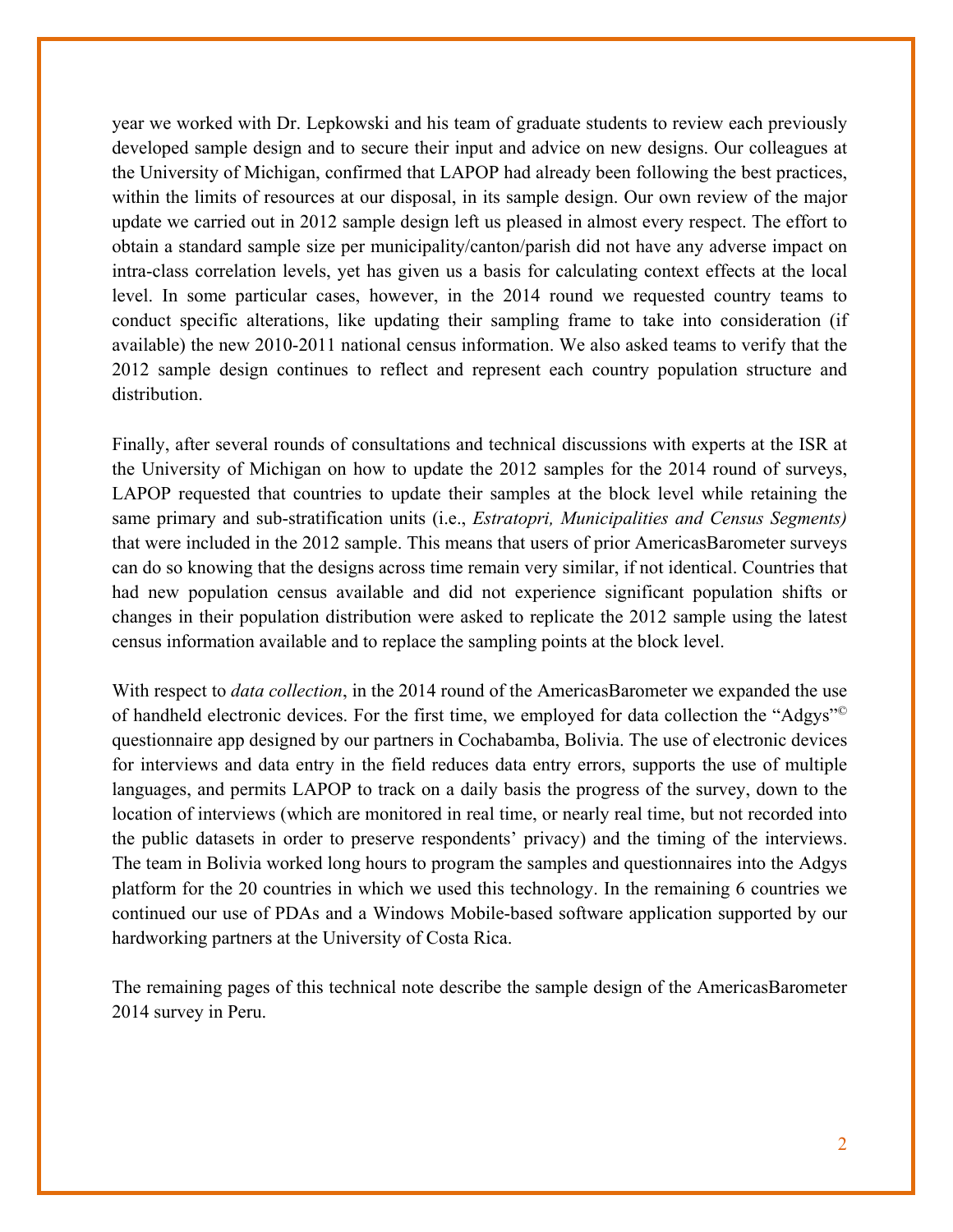year we worked with Dr. Lepkowski and his team of graduate students to review each previously developed sample design and to secure their input and advice on new designs. Our colleagues at the University of Michigan, confirmed that LAPOP had already been following the best practices, within the limits of resources at our disposal, in its sample design. Our own review of the major update we carried out in 2012 sample design left us pleased in almost every respect. The effort to obtain a standard sample size per municipality/canton/parish did not have any adverse impact on intra-class correlation levels, yet has given us a basis for calculating context effects at the local level. In some particular cases, however, in the 2014 round we requested country teams to conduct specific alterations, like updating their sampling frame to take into consideration (if available) the new 2010-2011 national census information. We also asked teams to verify that the 2012 sample design continues to reflect and represent each country population structure and distribution.

Finally, after several rounds of consultations and technical discussions with experts at the ISR at the University of Michigan on how to update the 2012 samples for the 2014 round of surveys, LAPOP requested that countries to update their samples at the block level while retaining the same primary and sub-stratification units (i.e., *Estratopri, Municipalities and Census Segments)* that were included in the 2012 sample. This means that users of prior AmericasBarometer surveys can do so knowing that the designs across time remain very similar, if not identical. Countries that had new population census available and did not experience significant population shifts or changes in their population distribution were asked to replicate the 2012 sample using the latest census information available and to replace the sampling points at the block level.

With respect to *data collection*, in the 2014 round of the AmericasBarometer we expanded the use of handheld electronic devices. For the first time, we employed for data collection the "Adgys"© questionnaire app designed by our partners in Cochabamba, Bolivia. The use of electronic devices for interviews and data entry in the field reduces data entry errors, supports the use of multiple languages, and permits LAPOP to track on a daily basis the progress of the survey, down to the location of interviews (which are monitored in real time, or nearly real time, but not recorded into the public datasets in order to preserve respondents' privacy) and the timing of the interviews. The team in Bolivia worked long hours to program the samples and questionnaires into the Adgys platform for the 20 countries in which we used this technology. In the remaining 6 countries we continued our use of PDAs and a Windows Mobile-based software application supported by our hardworking partners at the University of Costa Rica.

The remaining pages of this technical note describe the sample design of the AmericasBarometer 2014 survey in Peru.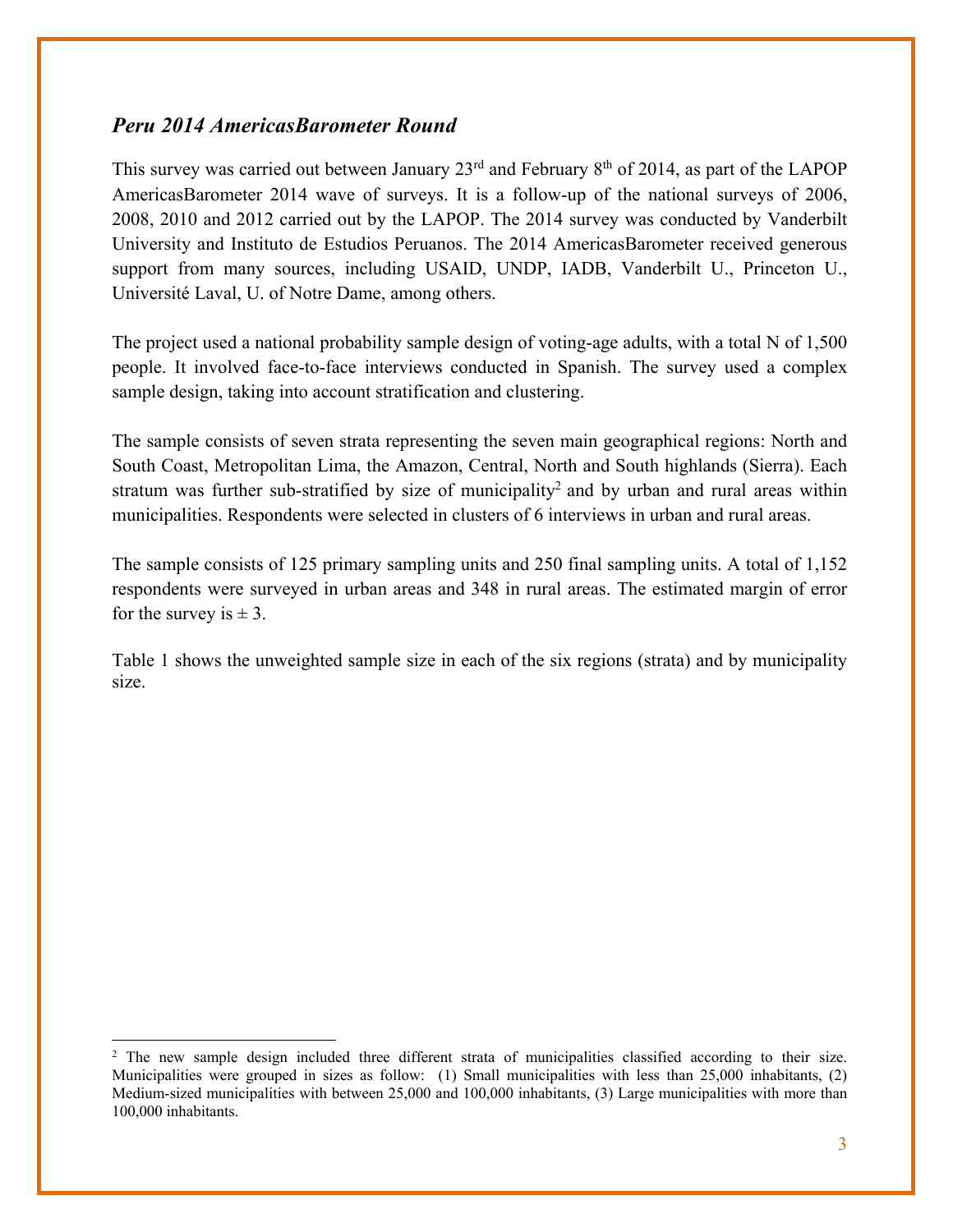### *Peru 2014 AmericasBarometer Round*

This survey was carried out between January 23rd and February 8th of 2014, as part of the LAPOP AmericasBarometer 2014 wave of surveys. It is a follow-up of the national surveys of 2006, 2008, 2010 and 2012 carried out by the LAPOP. The 2014 survey was conducted by Vanderbilt University and Instituto de Estudios Peruanos. The 2014 AmericasBarometer received generous support from many sources, including USAID, UNDP, IADB, Vanderbilt U., Princeton U., Université Laval, U. of Notre Dame, among others.

The project used a national probability sample design of voting-age adults, with a total N of 1,500 people. It involved face-to-face interviews conducted in Spanish. The survey used a complex sample design, taking into account stratification and clustering.

The sample consists of seven strata representing the seven main geographical regions: North and South Coast, Metropolitan Lima, the Amazon, Central, North and South highlands (Sierra). Each stratum was further sub-stratified by size of municipality[2] and by urban and rural areas within municipalities. Respondents were selected in clusters of 6 interviews in urban and rural areas.

The sample consists of 125 primary sampling units and 250 final sampling units. A total of 1,152 respondents were surveyed in urban areas and 348 in rural areas. The estimated margin of error for the survey is ± 3.

Table 1 shows the unweighted sample size in each of the six regions (strata) and by municipality size.

---

[2] The new sample design included three different strata of municipalities classified according to their size. Municipalities were grouped in sizes as follow: (1) Small municipalities with less than 25,000 inhabitants, (2) Medium-sized municipalities with between 25,000 and 100,000 inhabitants, (3) Large municipalities with more than 100,000 inhabitants.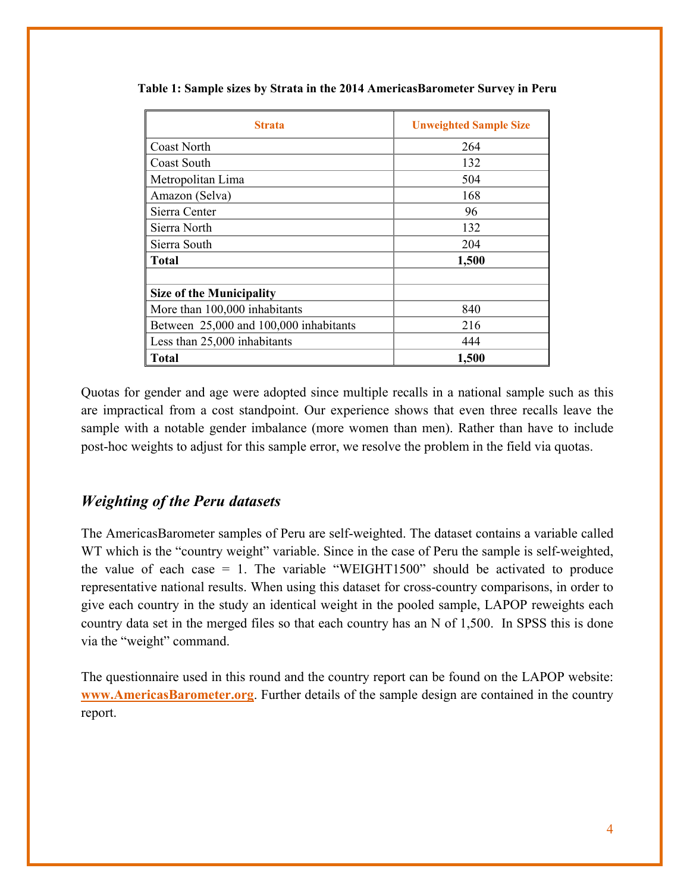**Table 1: Sample sizes by Strata in the 2014 AmericasBarometer Survey in Peru**

| Strata | Unweighted Sample Size |
|---|---|
| Coast North | 264 |
| Coast South | 132 |
| Metropolitan Lima | 504 |
| Amazon (Selva) | 168 |
| Sierra Center | 96 |
| Sierra North | 132 |
| Sierra South | 204 |
| **Total** | **1,500** |
| | |
| **Size of the Municipality** | |
| More than 100,000 inhabitants | 840 |
| Between 25,000 and 100,000 inhabitants | 216 |
| Less than 25,000 inhabitants | 444 |
| **Total** | **1,500** |

Quotas for gender and age were adopted since multiple recalls in a national sample such as this are impractical from a cost standpoint. Our experience shows that even three recalls leave the sample with a notable gender imbalance (more women than men). Rather than have to include post-hoc weights to adjust for this sample error, we resolve the problem in the field via quotas.

## *Weighting of the Peru datasets*

The AmericasBarometer samples of Peru are self-weighted. The dataset contains a variable called WT which is the "country weight" variable. Since in the case of Peru the sample is self-weighted, the value of each case = 1. The variable "WEIGHT1500" should be activated to produce representative national results. When using this dataset for cross-country comparisons, in order to give each country in the study an identical weight in the pooled sample, LAPOP reweights each country data set in the merged files so that each country has an N of 1,500. In SPSS this is done via the "weight" command.

The questionnaire used in this round and the country report can be found on the LAPOP website: **www.AmericasBarometer.org**. Further details of the sample design are contained in the country report.